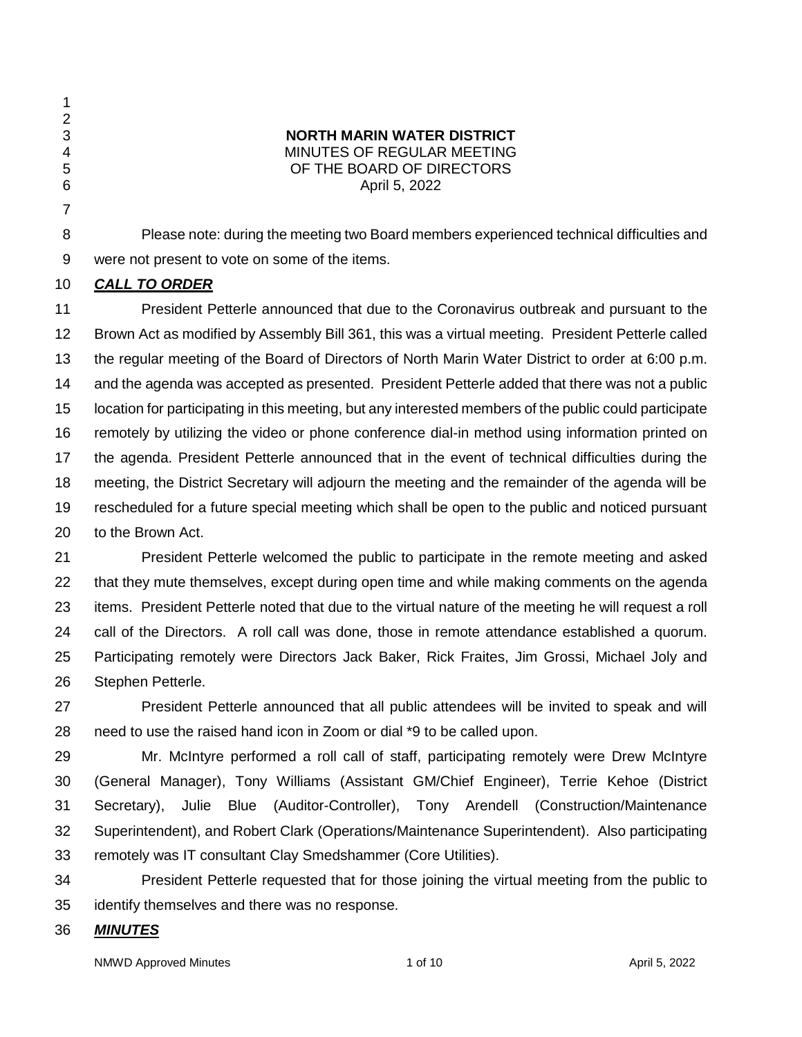**NORTH MARIN WATER DISTRICT**
MINUTES OF REGULAR MEETING
OF THE BOARD OF DIRECTORS
April 5, 2022

Please note: during the meeting two Board members experienced technical difficulties and were not present to vote on some of the items.

***CALL TO ORDER***

President Petterle announced that due to the Coronavirus outbreak and pursuant to the Brown Act as modified by Assembly Bill 361, this was a virtual meeting. President Petterle called the regular meeting of the Board of Directors of North Marin Water District to order at 6:00 p.m. and the agenda was accepted as presented. President Petterle added that there was not a public location for participating in this meeting, but any interested members of the public could participate remotely by utilizing the video or phone conference dial-in method using information printed on the agenda. President Petterle announced that in the event of technical difficulties during the meeting, the District Secretary will adjourn the meeting and the remainder of the agenda will be rescheduled for a future special meeting which shall be open to the public and noticed pursuant to the Brown Act.

President Petterle welcomed the public to participate in the remote meeting and asked that they mute themselves, except during open time and while making comments on the agenda items. President Petterle noted that due to the virtual nature of the meeting he will request a roll call of the Directors. A roll call was done, those in remote attendance established a quorum. Participating remotely were Directors Jack Baker, Rick Fraites, Jim Grossi, Michael Joly and Stephen Petterle.

President Petterle announced that all public attendees will be invited to speak and will need to use the raised hand icon in Zoom or dial *9 to be called upon.

Mr. McIntyre performed a roll call of staff, participating remotely were Drew McIntyre (General Manager), Tony Williams (Assistant GM/Chief Engineer), Terrie Kehoe (District Secretary), Julie Blue (Auditor-Controller), Tony Arendell (Construction/Maintenance Superintendent), and Robert Clark (Operations/Maintenance Superintendent). Also participating remotely was IT consultant Clay Smedshammer (Core Utilities).

President Petterle requested that for those joining the virtual meeting from the public to identify themselves and there was no response.

***MINUTES***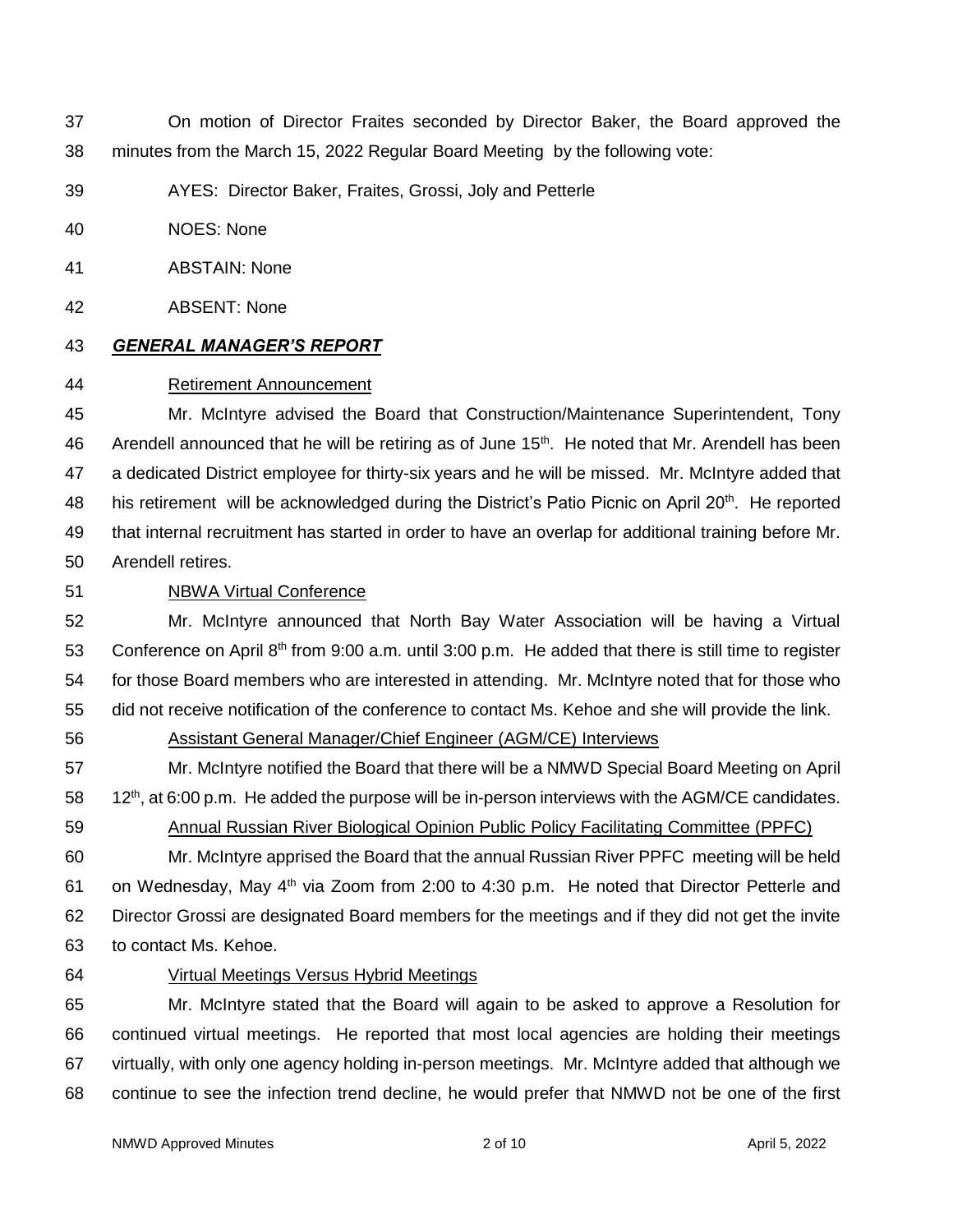On motion of Director Fraites seconded by Director Baker, the Board approved the minutes from the March 15, 2022 Regular Board Meeting by the following vote:

AYES: Director Baker, Fraites, Grossi, Joly and Petterle

NOES: None

ABSTAIN: None

ABSENT: None

***GENERAL MANAGER'S REPORT***

Retirement Announcement

Mr. McIntyre advised the Board that Construction/Maintenance Superintendent, Tony Arendell announced that he will be retiring as of June 15th. He noted that Mr. Arendell has been a dedicated District employee for thirty-six years and he will be missed. Mr. McIntyre added that his retirement will be acknowledged during the District's Patio Picnic on April 20th. He reported that internal recruitment has started in order to have an overlap for additional training before Mr. Arendell retires.

NBWA Virtual Conference

Mr. McIntyre announced that North Bay Water Association will be having a Virtual Conference on April 8th from 9:00 a.m. until 3:00 p.m. He added that there is still time to register for those Board members who are interested in attending. Mr. McIntyre noted that for those who did not receive notification of the conference to contact Ms. Kehoe and she will provide the link.

Assistant General Manager/Chief Engineer (AGM/CE) Interviews

Mr. McIntyre notified the Board that there will be a NMWD Special Board Meeting on April 12th, at 6:00 p.m. He added the purpose will be in-person interviews with the AGM/CE candidates.

Annual Russian River Biological Opinion Public Policy Facilitating Committee (PPFC)

Mr. McIntyre apprised the Board that the annual Russian River PPFC meeting will be held on Wednesday, May 4th via Zoom from 2:00 to 4:30 p.m. He noted that Director Petterle and Director Grossi are designated Board members for the meetings and if they did not get the invite to contact Ms. Kehoe.

Virtual Meetings Versus Hybrid Meetings

Mr. McIntyre stated that the Board will again to be asked to approve a Resolution for continued virtual meetings. He reported that most local agencies are holding their meetings virtually, with only one agency holding in-person meetings. Mr. McIntyre added that although we continue to see the infection trend decline, he would prefer that NMWD not be one of the first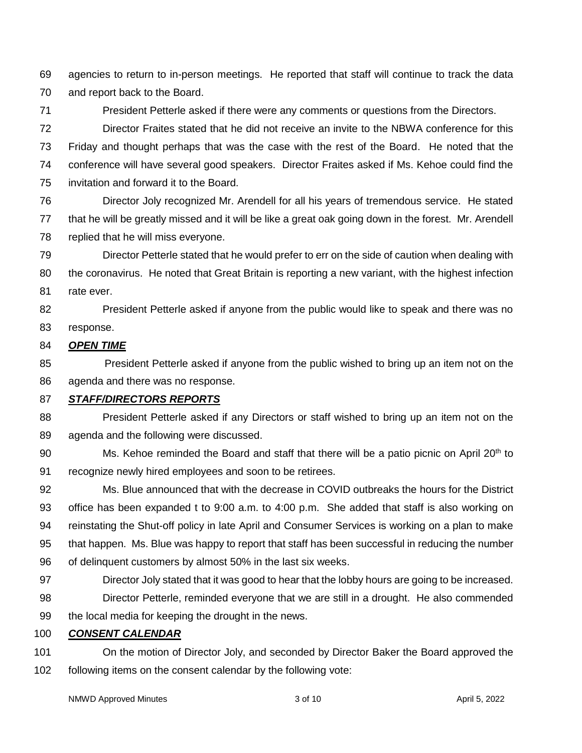agencies to return to in-person meetings. He reported that staff will continue to track the data and report back to the Board.

President Petterle asked if there were any comments or questions from the Directors.

Director Fraites stated that he did not receive an invite to the NBWA conference for this Friday and thought perhaps that was the case with the rest of the Board. He noted that the conference will have several good speakers. Director Fraites asked if Ms. Kehoe could find the invitation and forward it to the Board.

Director Joly recognized Mr. Arendell for all his years of tremendous service. He stated that he will be greatly missed and it will be like a great oak going down in the forest. Mr. Arendell replied that he will miss everyone.

Director Petterle stated that he would prefer to err on the side of caution when dealing with the coronavirus. He noted that Great Britain is reporting a new variant, with the highest infection rate ever.

President Petterle asked if anyone from the public would like to speak and there was no response.

***OPEN TIME***

President Petterle asked if anyone from the public wished to bring up an item not on the agenda and there was no response.

***STAFF/DIRECTORS REPORTS***

President Petterle asked if any Directors or staff wished to bring up an item not on the agenda and the following were discussed.

Ms. Kehoe reminded the Board and staff that there will be a patio picnic on April 20th to recognize newly hired employees and soon to be retirees.

Ms. Blue announced that with the decrease in COVID outbreaks the hours for the District office has been expanded t to 9:00 a.m. to 4:00 p.m. She added that staff is also working on reinstating the Shut-off policy in late April and Consumer Services is working on a plan to make that happen. Ms. Blue was happy to report that staff has been successful in reducing the number of delinquent customers by almost 50% in the last six weeks.

Director Joly stated that it was good to hear that the lobby hours are going to be increased.

Director Petterle, reminded everyone that we are still in a drought. He also commended the local media for keeping the drought in the news.

***CONSENT CALENDAR***

On the motion of Director Joly, and seconded by Director Baker the Board approved the following items on the consent calendar by the following vote: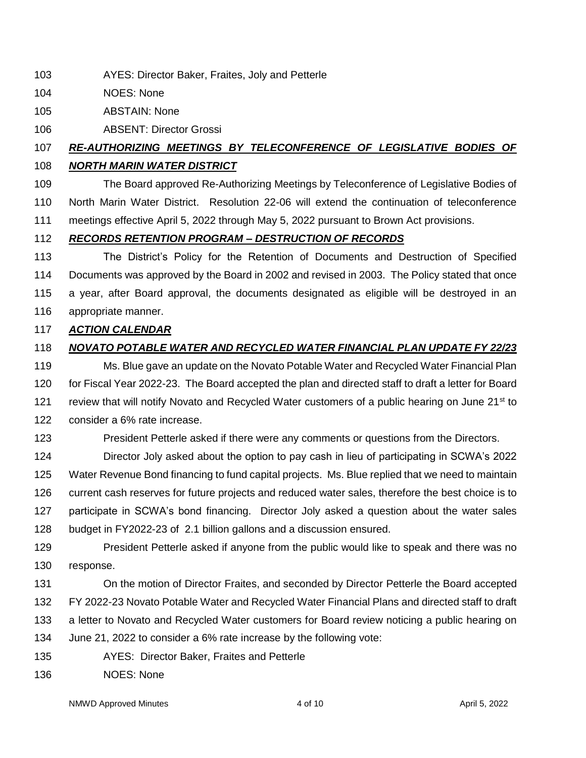AYES: Director Baker, Fraites, Joly and Petterle

NOES: None

ABSTAIN: None

ABSENT: Director Grossi

***RE-AUTHORIZING MEETINGS BY TELECONFERENCE OF LEGISLATIVE BODIES OF NORTH MARIN WATER DISTRICT***

The Board approved Re-Authorizing Meetings by Teleconference of Legislative Bodies of North Marin Water District. Resolution 22-06 will extend the continuation of teleconference meetings effective April 5, 2022 through May 5, 2022 pursuant to Brown Act provisions.

***RECORDS RETENTION PROGRAM – DESTRUCTION OF RECORDS***

The District's Policy for the Retention of Documents and Destruction of Specified Documents was approved by the Board in 2002 and revised in 2003. The Policy stated that once a year, after Board approval, the documents designated as eligible will be destroyed in an appropriate manner.

***ACTION CALENDAR***

***NOVATO POTABLE WATER AND RECYCLED WATER FINANCIAL PLAN UPDATE FY 22/23***

Ms. Blue gave an update on the Novato Potable Water and Recycled Water Financial Plan for Fiscal Year 2022-23. The Board accepted the plan and directed staff to draft a letter for Board review that will notify Novato and Recycled Water customers of a public hearing on June 21st to consider a 6% rate increase.

President Petterle asked if there were any comments or questions from the Directors.

Director Joly asked about the option to pay cash in lieu of participating in SCWA's 2022 Water Revenue Bond financing to fund capital projects. Ms. Blue replied that we need to maintain current cash reserves for future projects and reduced water sales, therefore the best choice is to participate in SCWA's bond financing. Director Joly asked a question about the water sales budget in FY2022-23 of 2.1 billion gallons and a discussion ensured.

President Petterle asked if anyone from the public would like to speak and there was no response.

On the motion of Director Fraites, and seconded by Director Petterle the Board accepted FY 2022-23 Novato Potable Water and Recycled Water Financial Plans and directed staff to draft a letter to Novato and Recycled Water customers for Board review noticing a public hearing on June 21, 2022 to consider a 6% rate increase by the following vote:

AYES: Director Baker, Fraites and Petterle

NOES: None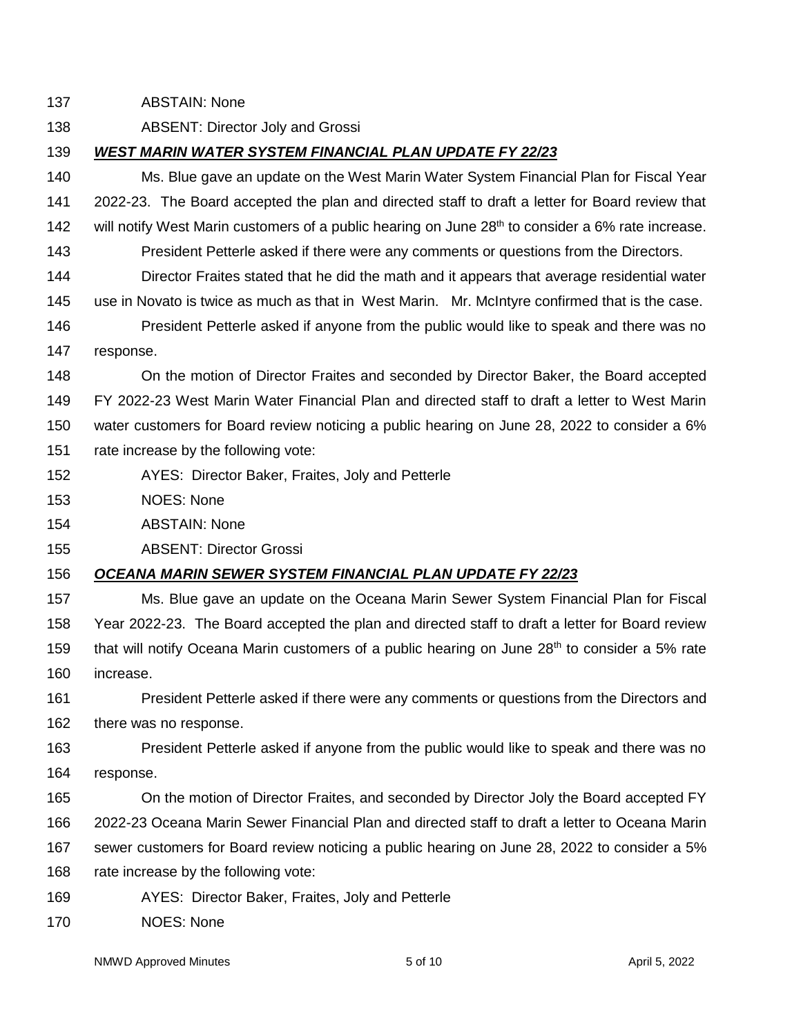ABSTAIN: None

ABSENT: Director Joly and Grossi

***WEST MARIN WATER SYSTEM FINANCIAL PLAN UPDATE FY 22/23***

Ms. Blue gave an update on the West Marin Water System Financial Plan for Fiscal Year 2022-23. The Board accepted the plan and directed staff to draft a letter for Board review that will notify West Marin customers of a public hearing on June 28th to consider a 6% rate increase.

President Petterle asked if there were any comments or questions from the Directors.

Director Fraites stated that he did the math and it appears that average residential water use in Novato is twice as much as that in West Marin. Mr. McIntyre confirmed that is the case.

President Petterle asked if anyone from the public would like to speak and there was no response.

On the motion of Director Fraites and seconded by Director Baker, the Board accepted FY 2022-23 West Marin Water Financial Plan and directed staff to draft a letter to West Marin water customers for Board review noticing a public hearing on June 28, 2022 to consider a 6% rate increase by the following vote:

AYES: Director Baker, Fraites, Joly and Petterle

NOES: None

ABSTAIN: None

ABSENT: Director Grossi

***OCEANA MARIN SEWER SYSTEM FINANCIAL PLAN UPDATE FY 22/23***

Ms. Blue gave an update on the Oceana Marin Sewer System Financial Plan for Fiscal Year 2022-23. The Board accepted the plan and directed staff to draft a letter for Board review that will notify Oceana Marin customers of a public hearing on June 28th to consider a 5% rate increase.

President Petterle asked if there were any comments or questions from the Directors and there was no response.

President Petterle asked if anyone from the public would like to speak and there was no response.

On the motion of Director Fraites, and seconded by Director Joly the Board accepted FY 2022-23 Oceana Marin Sewer Financial Plan and directed staff to draft a letter to Oceana Marin sewer customers for Board review noticing a public hearing on June 28, 2022 to consider a 5% rate increase by the following vote:

AYES: Director Baker, Fraites, Joly and Petterle

NOES: None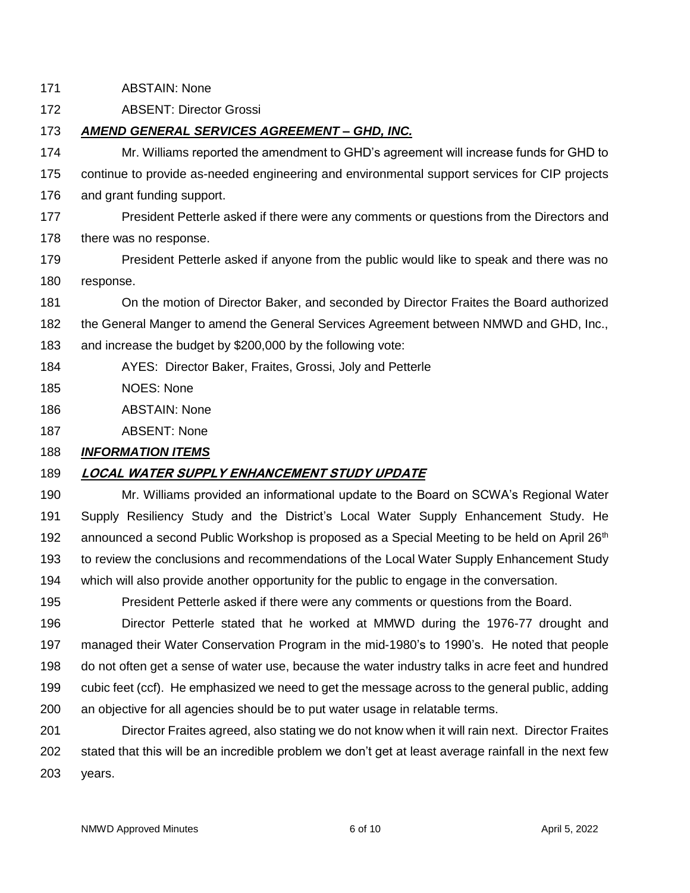ABSTAIN: None

ABSENT: Director Grossi

***AMEND GENERAL SERVICES AGREEMENT – GHD, INC.***

Mr. Williams reported the amendment to GHD's agreement will increase funds for GHD to continue to provide as-needed engineering and environmental support services for CIP projects and grant funding support.

President Petterle asked if there were any comments or questions from the Directors and there was no response.

President Petterle asked if anyone from the public would like to speak and there was no response.

On the motion of Director Baker, and seconded by Director Fraites the Board authorized the General Manger to amend the General Services Agreement between NMWD and GHD, Inc., and increase the budget by $200,000 by the following vote:

AYES: Director Baker, Fraites, Grossi, Joly and Petterle

NOES: None

ABSTAIN: None

ABSENT: None

***INFORMATION ITEMS***

***LOCAL WATER SUPPLY ENHANCEMENT STUDY UPDATE***

Mr. Williams provided an informational update to the Board on SCWA's Regional Water Supply Resiliency Study and the District's Local Water Supply Enhancement Study. He announced a second Public Workshop is proposed as a Special Meeting to be held on April 26th to review the conclusions and recommendations of the Local Water Supply Enhancement Study which will also provide another opportunity for the public to engage in the conversation.

President Petterle asked if there were any comments or questions from the Board.

Director Petterle stated that he worked at MMWD during the 1976-77 drought and managed their Water Conservation Program in the mid-1980's to 1990's. He noted that people do not often get a sense of water use, because the water industry talks in acre feet and hundred cubic feet (ccf). He emphasized we need to get the message across to the general public, adding an objective for all agencies should be to put water usage in relatable terms.

Director Fraites agreed, also stating we do not know when it will rain next. Director Fraites stated that this will be an incredible problem we don't get at least average rainfall in the next few years.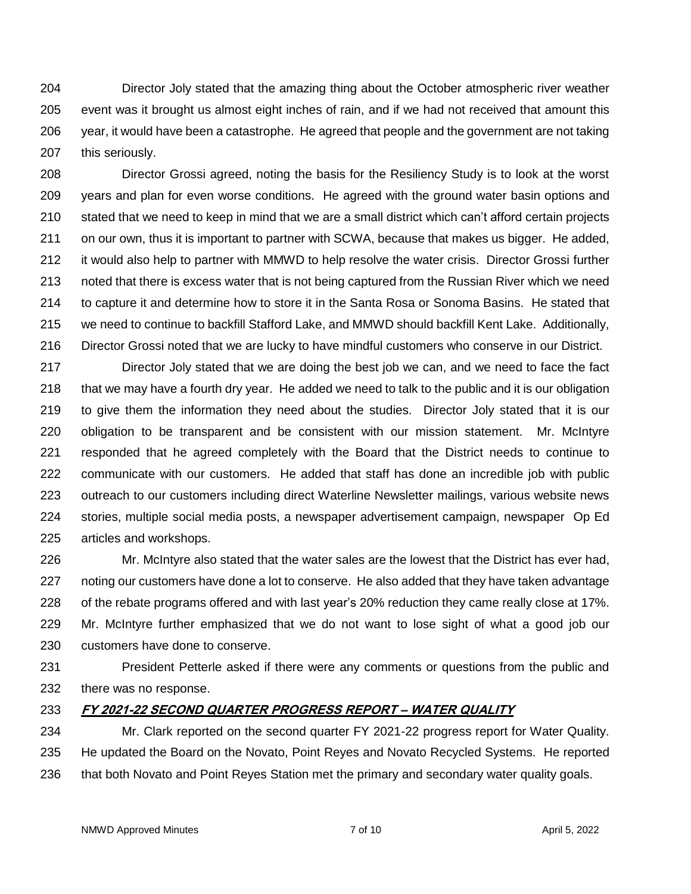Director Joly stated that the amazing thing about the October atmospheric river weather event was it brought us almost eight inches of rain, and if we had not received that amount this year, it would have been a catastrophe. He agreed that people and the government are not taking this seriously.

Director Grossi agreed, noting the basis for the Resiliency Study is to look at the worst years and plan for even worse conditions. He agreed with the ground water basin options and stated that we need to keep in mind that we are a small district which can't afford certain projects on our own, thus it is important to partner with SCWA, because that makes us bigger. He added, it would also help to partner with MMWD to help resolve the water crisis. Director Grossi further noted that there is excess water that is not being captured from the Russian River which we need to capture it and determine how to store it in the Santa Rosa or Sonoma Basins. He stated that we need to continue to backfill Stafford Lake, and MMWD should backfill Kent Lake. Additionally, Director Grossi noted that we are lucky to have mindful customers who conserve in our District.

Director Joly stated that we are doing the best job we can, and we need to face the fact that we may have a fourth dry year. He added we need to talk to the public and it is our obligation to give them the information they need about the studies. Director Joly stated that it is our obligation to be transparent and be consistent with our mission statement. Mr. McIntyre responded that he agreed completely with the Board that the District needs to continue to communicate with our customers. He added that staff has done an incredible job with public outreach to our customers including direct Waterline Newsletter mailings, various website news stories, multiple social media posts, a newspaper advertisement campaign, newspaper Op Ed articles and workshops.

Mr. McIntyre also stated that the water sales are the lowest that the District has ever had, noting our customers have done a lot to conserve. He also added that they have taken advantage of the rebate programs offered and with last year's 20% reduction they came really close at 17%. Mr. McIntyre further emphasized that we do not want to lose sight of what a good job our customers have done to conserve.

President Petterle asked if there were any comments or questions from the public and there was no response.

***FY 2021-22 SECOND QUARTER PROGRESS REPORT – WATER QUALITY***

Mr. Clark reported on the second quarter FY 2021-22 progress report for Water Quality. He updated the Board on the Novato, Point Reyes and Novato Recycled Systems. He reported that both Novato and Point Reyes Station met the primary and secondary water quality goals.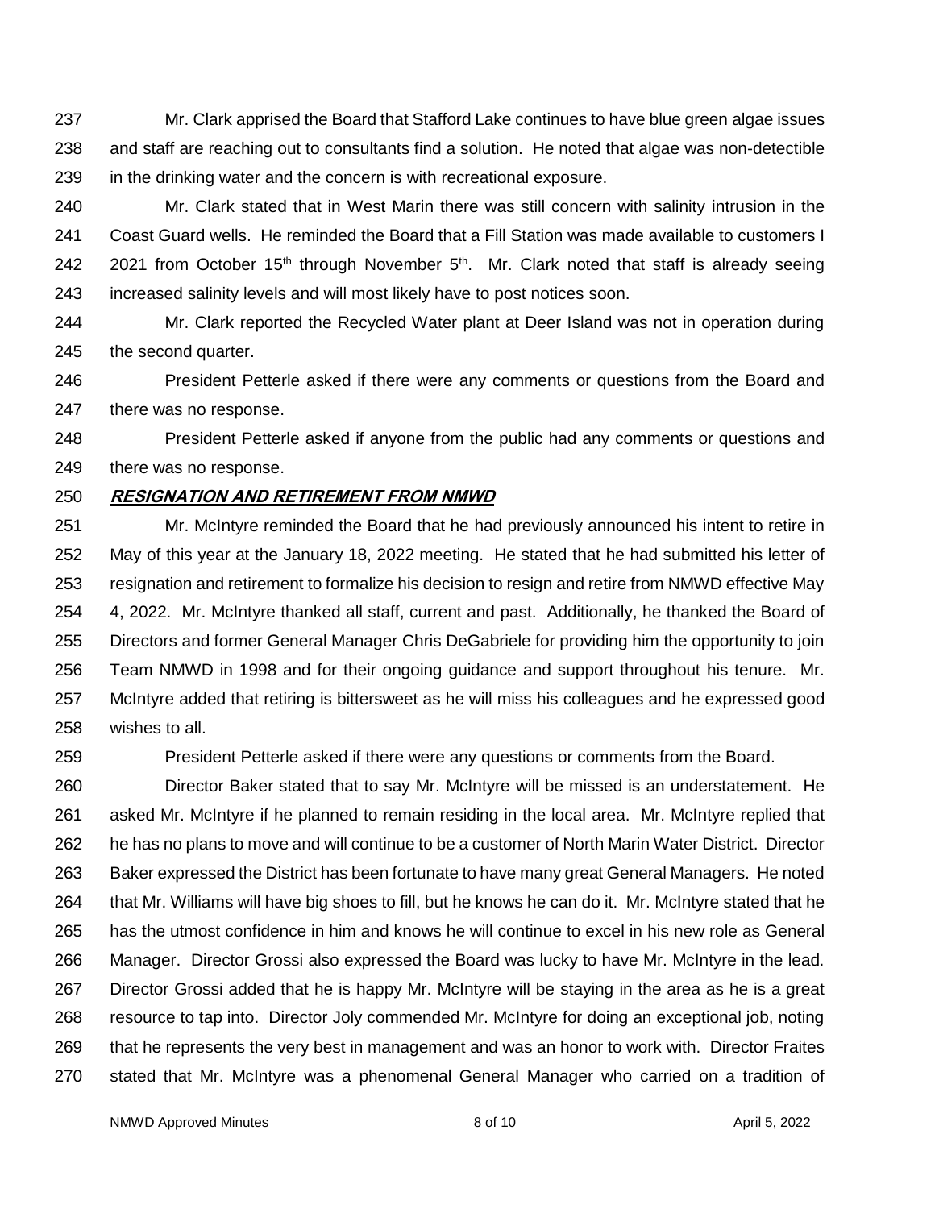Mr. Clark apprised the Board that Stafford Lake continues to have blue green algae issues and staff are reaching out to consultants find a solution. He noted that algae was non-detectible in the drinking water and the concern is with recreational exposure.

Mr. Clark stated that in West Marin there was still concern with salinity intrusion in the Coast Guard wells. He reminded the Board that a Fill Station was made available to customers I 2021 from October 15th through November 5th. Mr. Clark noted that staff is already seeing increased salinity levels and will most likely have to post notices soon.

Mr. Clark reported the Recycled Water plant at Deer Island was not in operation during the second quarter.

President Petterle asked if there were any comments or questions from the Board and there was no response.

President Petterle asked if anyone from the public had any comments or questions and there was no response.

***RESIGNATION AND RETIREMENT FROM NMWD***

Mr. McIntyre reminded the Board that he had previously announced his intent to retire in May of this year at the January 18, 2022 meeting. He stated that he had submitted his letter of resignation and retirement to formalize his decision to resign and retire from NMWD effective May 4, 2022. Mr. McIntyre thanked all staff, current and past. Additionally, he thanked the Board of Directors and former General Manager Chris DeGabriele for providing him the opportunity to join Team NMWD in 1998 and for their ongoing guidance and support throughout his tenure. Mr. McIntyre added that retiring is bittersweet as he will miss his colleagues and he expressed good wishes to all.

President Petterle asked if there were any questions or comments from the Board.

Director Baker stated that to say Mr. McIntyre will be missed is an understatement. He asked Mr. McIntyre if he planned to remain residing in the local area. Mr. McIntyre replied that he has no plans to move and will continue to be a customer of North Marin Water District. Director Baker expressed the District has been fortunate to have many great General Managers. He noted that Mr. Williams will have big shoes to fill, but he knows he can do it. Mr. McIntyre stated that he has the utmost confidence in him and knows he will continue to excel in his new role as General Manager. Director Grossi also expressed the Board was lucky to have Mr. McIntyre in the lead. Director Grossi added that he is happy Mr. McIntyre will be staying in the area as he is a great resource to tap into. Director Joly commended Mr. McIntyre for doing an exceptional job, noting that he represents the very best in management and was an honor to work with. Director Fraites stated that Mr. McIntyre was a phenomenal General Manager who carried on a tradition of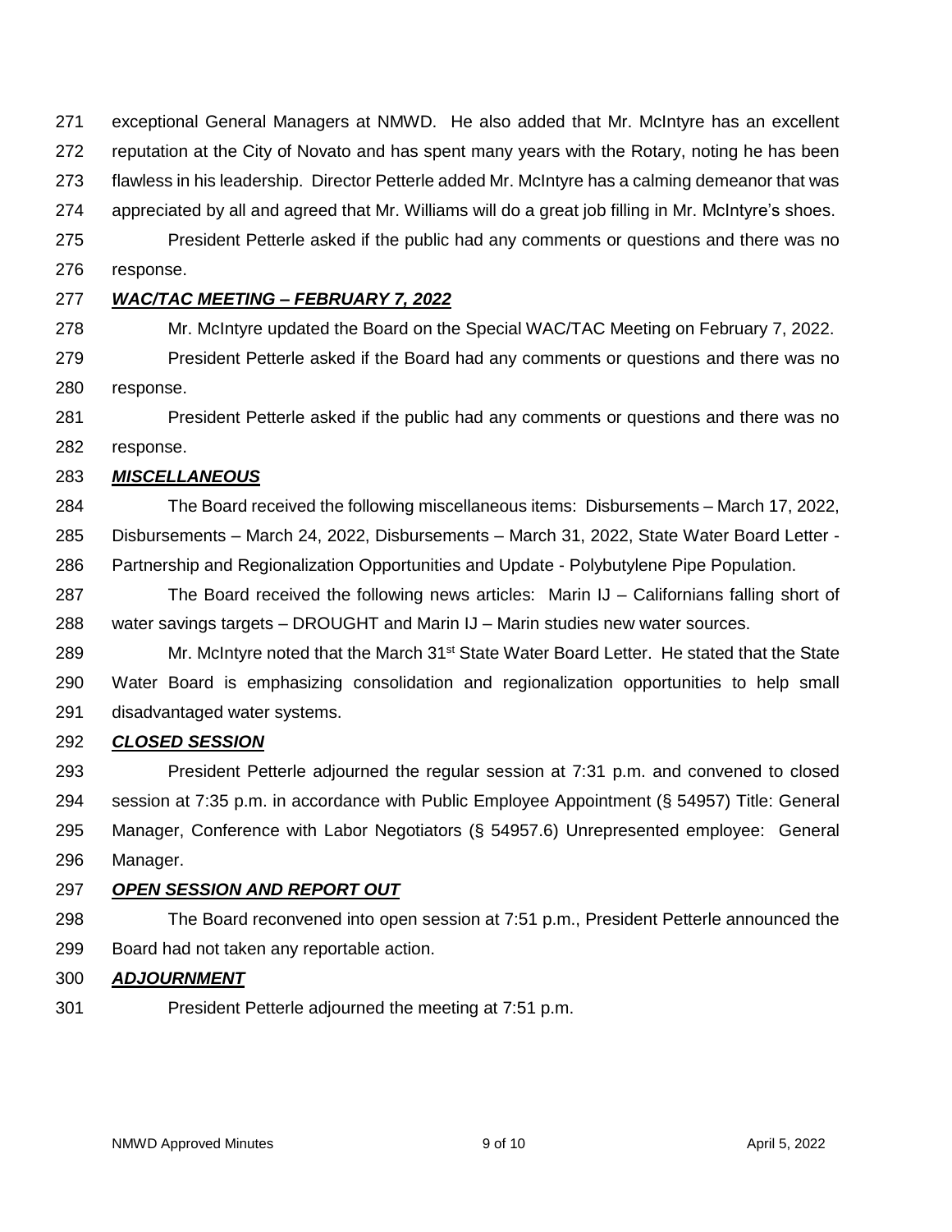exceptional General Managers at NMWD. He also added that Mr. McIntyre has an excellent reputation at the City of Novato and has spent many years with the Rotary, noting he has been flawless in his leadership. Director Petterle added Mr. McIntyre has a calming demeanor that was appreciated by all and agreed that Mr. Williams will do a great job filling in Mr. McIntyre's shoes.

President Petterle asked if the public had any comments or questions and there was no response.

***WAC/TAC MEETING – FEBRUARY 7, 2022***

Mr. McIntyre updated the Board on the Special WAC/TAC Meeting on February 7, 2022.

President Petterle asked if the Board had any comments or questions and there was no response.

President Petterle asked if the public had any comments or questions and there was no response.

***MISCELLANEOUS***

The Board received the following miscellaneous items: Disbursements – March 17, 2022, Disbursements – March 24, 2022, Disbursements – March 31, 2022, State Water Board Letter - Partnership and Regionalization Opportunities and Update - Polybutylene Pipe Population.

The Board received the following news articles: Marin IJ – Californians falling short of water savings targets – DROUGHT and Marin IJ – Marin studies new water sources.

Mr. McIntyre noted that the March 31st State Water Board Letter. He stated that the State Water Board is emphasizing consolidation and regionalization opportunities to help small disadvantaged water systems.

***CLOSED SESSION***

President Petterle adjourned the regular session at 7:31 p.m. and convened to closed session at 7:35 p.m. in accordance with Public Employee Appointment (§ 54957) Title: General Manager, Conference with Labor Negotiators (§ 54957.6) Unrepresented employee: General Manager.

***OPEN SESSION AND REPORT OUT***

The Board reconvened into open session at 7:51 p.m., President Petterle announced the Board had not taken any reportable action.

***ADJOURNMENT***

President Petterle adjourned the meeting at 7:51 p.m.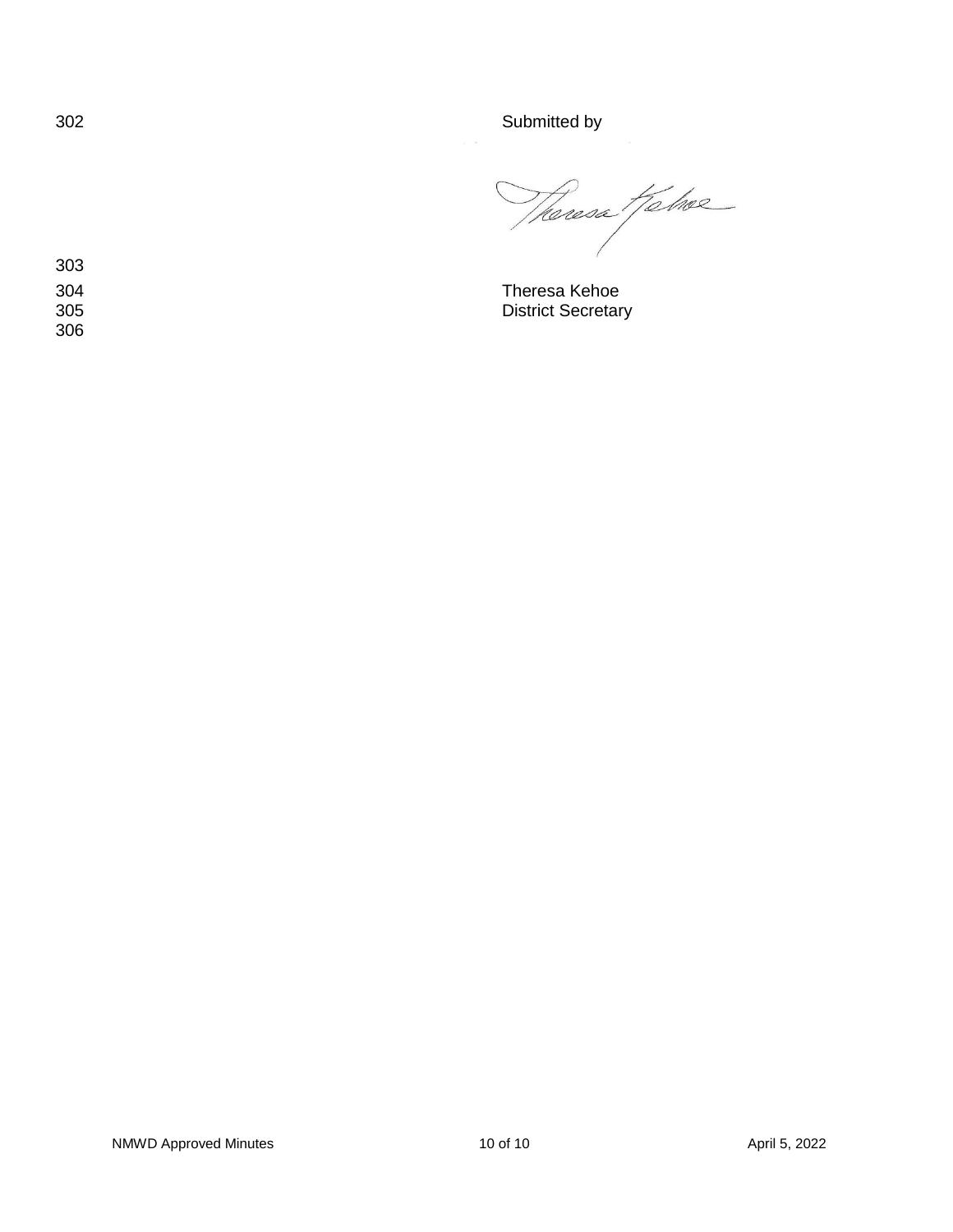Submitted by

Theresa Kehoe
District Secretary